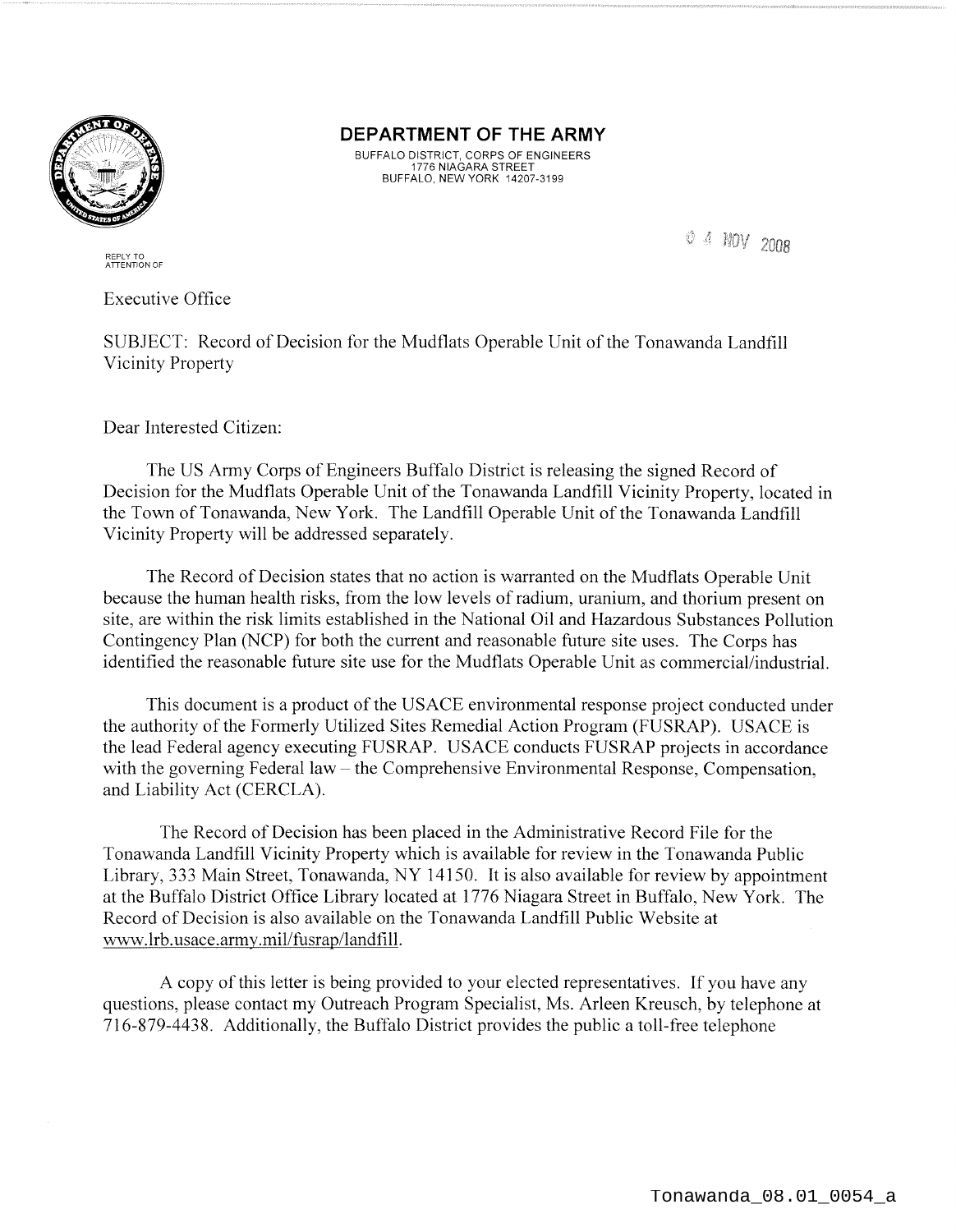# DEPARTMENT OF THE ARMY

BUFFALO DISTRICT, CORPS OF ENGINEERS
1776 NIAGARA STREET
BUFFALO, NEW YORK 14207-3199

REPLY TO
ATTENTION OF

04 NOV 2008

Executive Office

SUBJECT: Record of Decision for the Mudflats Operable Unit of the Tonawanda Landfill Vicinity Property

Dear Interested Citizen:

The US Army Corps of Engineers Buffalo District is releasing the signed Record of Decision for the Mudflats Operable Unit of the Tonawanda Landfill Vicinity Property, located in the Town of Tonawanda, New York. The Landfill Operable Unit of the Tonawanda Landfill Vicinity Property will be addressed separately.

The Record of Decision states that no action is warranted on the Mudflats Operable Unit because the human health risks, from the low levels of radium, uranium, and thorium present on site, are within the risk limits established in the National Oil and Hazardous Substances Pollution Contingency Plan (NCP) for both the current and reasonable future site uses. The Corps has identified the reasonable future site use for the Mudflats Operable Unit as commercial/industrial.

This document is a product of the USACE environmental response project conducted under the authority of the Formerly Utilized Sites Remedial Action Program (FUSRAP). USACE is the lead Federal agency executing FUSRAP. USACE conducts FUSRAP projects in accordance with the governing Federal law – the Comprehensive Environmental Response, Compensation, and Liability Act (CERCLA).

The Record of Decision has been placed in the Administrative Record File for the Tonawanda Landfill Vicinity Property which is available for review in the Tonawanda Public Library, 333 Main Street, Tonawanda, NY 14150. It is also available for review by appointment at the Buffalo District Office Library located at 1776 Niagara Street in Buffalo, New York. The Record of Decision is also available on the Tonawanda Landfill Public Website at www.lrb.usace.army.mil/fusrap/landfill.

A copy of this letter is being provided to your elected representatives. If you have any questions, please contact my Outreach Program Specialist, Ms. Arleen Kreusch, by telephone at 716-879-4438. Additionally, the Buffalo District provides the public a toll-free telephone

Tonawanda_08.01_0054_a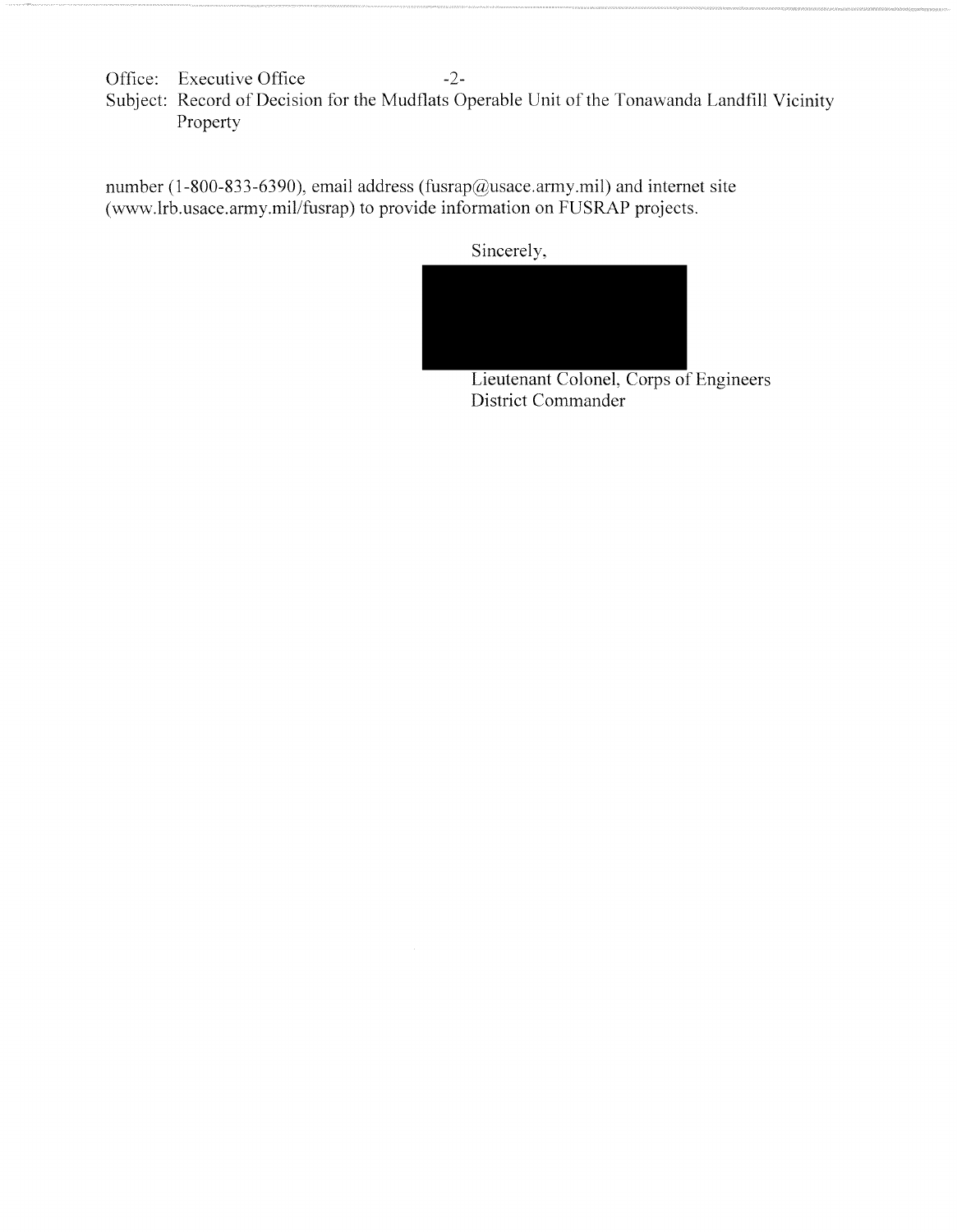Office: Executive Office

Subject: Record of Decision for the Mudflats Operable Unit of the Tonawanda Landfill Vicinity Property

number (1-800-833-6390), email address (fusrap@usace.army.mil) and internet site (www.lrb.usace.army.mil/fusrap) to provide information on FUSRAP projects.

Sincerely,

Lieutenant Colonel, Corps of Engineers
District Commander